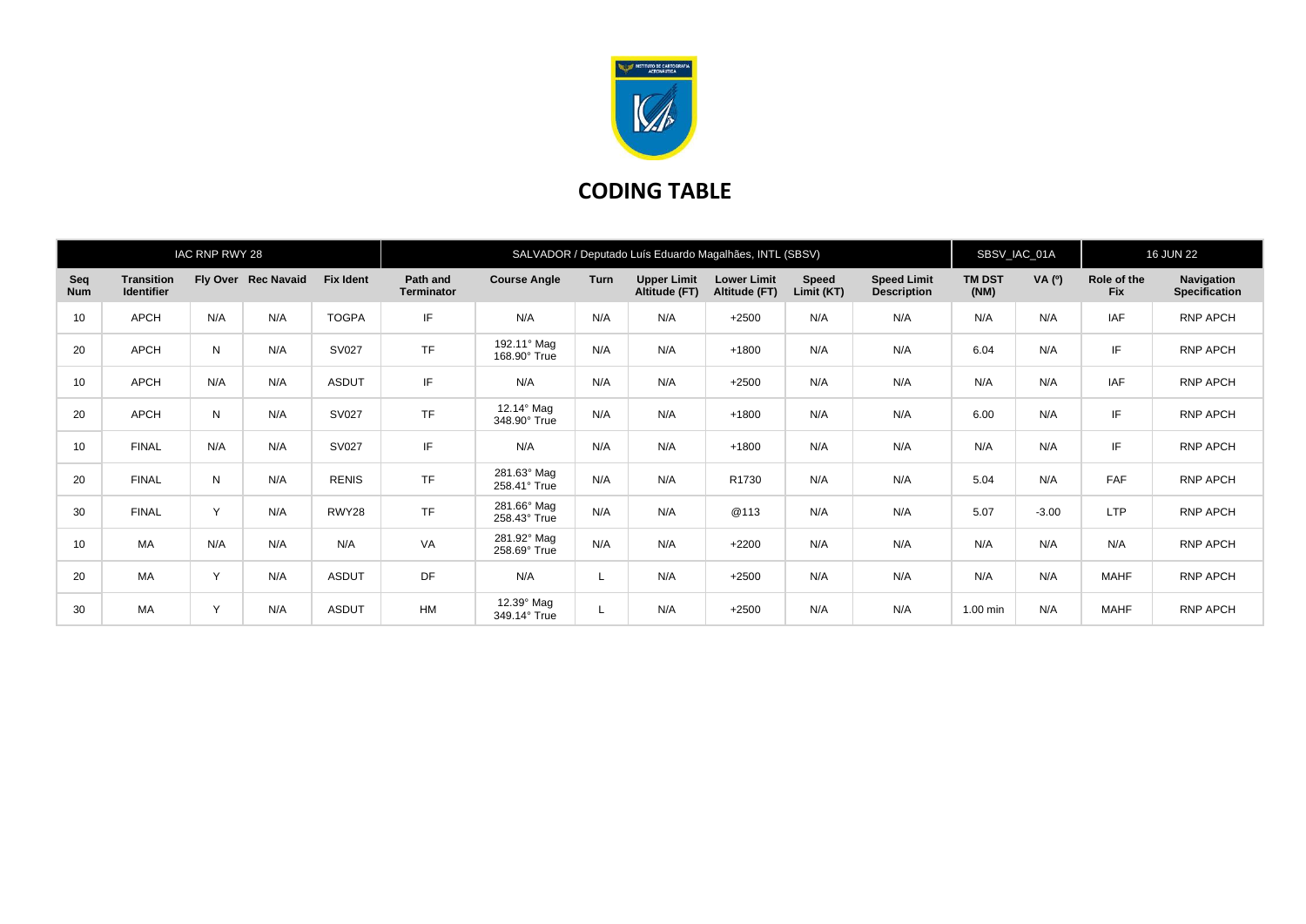# CODING TABLE

| IAC RNP RWY 28 | | | | | SALVADOR / Deputado Luís Eduardo Magalhães, INTL (SBSV) | | | | | | SBSV_IAC_01A | | 16 JUN 22 | |
|---|---|---|---|---|---|---|---|---|---|---|---|---|---|---|
| Seq Num | Transition Identifier | Fly Over | Rec Navaid | Fix Ident | Path and Terminator | Course Angle | Turn | Upper Limit Altitude (FT) | Lower Limit Altitude (FT) | Speed Limit (KT) | Speed Limit Description | TM DST (NM) | VA (º) | Role of the Fix | Navigation Specification |
| 10 | APCH | N/A | N/A | TOGPA | IF | N/A | N/A | N/A | +2500 | N/A | N/A | N/A | N/A | IAF | RNP APCH |
| 20 | APCH | N | N/A | SV027 | TF | 192.11° Mag 168.90° True | N/A | N/A | +1800 | N/A | N/A | 6.04 | N/A | IF | RNP APCH |
| 10 | APCH | N/A | N/A | ASDUT | IF | N/A | N/A | N/A | +2500 | N/A | N/A | N/A | N/A | IAF | RNP APCH |
| 20 | APCH | N | N/A | SV027 | TF | 12.14° Mag 348.90° True | N/A | N/A | +1800 | N/A | N/A | 6.00 | N/A | IF | RNP APCH |
| 10 | FINAL | N/A | N/A | SV027 | IF | N/A | N/A | N/A | +1800 | N/A | N/A | N/A | N/A | IF | RNP APCH |
| 20 | FINAL | N | N/A | RENIS | TF | 281.63° Mag 258.41° True | N/A | N/A | R1730 | N/A | N/A | 5.04 | N/A | FAF | RNP APCH |
| 30 | FINAL | Y | N/A | RWY28 | TF | 281.66° Mag 258.43° True | N/A | N/A | @113 | N/A | N/A | 5.07 | -3.00 | LTP | RNP APCH |
| 10 | MA | N/A | N/A | N/A | VA | 281.92° Mag 258.69° True | N/A | N/A | +2200 | N/A | N/A | N/A | N/A | N/A | RNP APCH |
| 20 | MA | Y | N/A | ASDUT | DF | N/A | L | N/A | +2500 | N/A | N/A | N/A | N/A | MAHF | RNP APCH |
| 30 | MA | Y | N/A | ASDUT | HM | 12.39° Mag 349.14° True | L | N/A | +2500 | N/A | N/A | 1.00 min | N/A | MAHF | RNP APCH |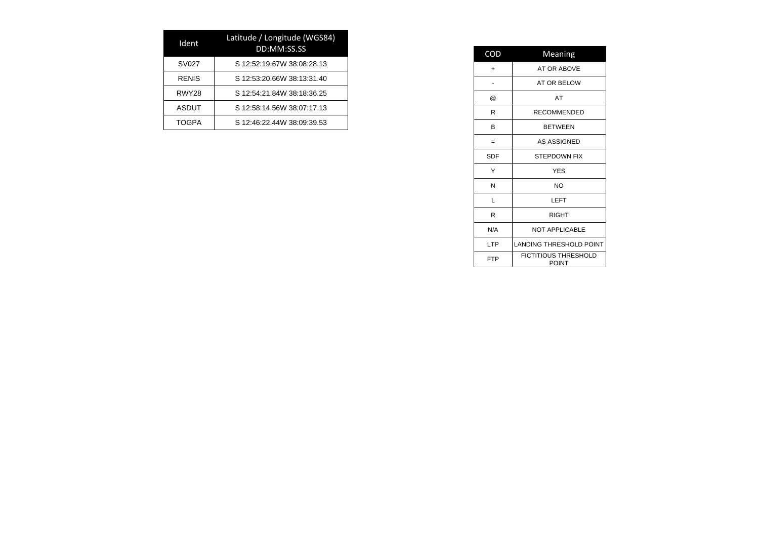| Ident | Latitude / Longitude (WGS84) DD:MM:SS.SS |
|---|---|
| SV027 | S 12:52:19.67W 38:08:28.13 |
| RENIS | S 12:53:20.66W 38:13:31.40 |
| RWY28 | S 12:54:21.84W 38:18:36.25 |
| ASDUT | S 12:58:14.56W 38:07:17.13 |
| TOGPA | S 12:46:22.44W 38:09:39.53 |

| COD | Meaning |
|---|---|
| + | AT OR ABOVE |
| - | AT OR BELOW |
| @ | AT |
| R | RECOMMENDED |
| B | BETWEEN |
| = | AS ASSIGNED |
| SDF | STEPDOWN FIX |
| Y | YES |
| N | NO |
| L | LEFT |
| R | RIGHT |
| N/A | NOT APPLICABLE |
| LTP | LANDING THRESHOLD POINT |
| FTP | FICTITIOUS THRESHOLD POINT |